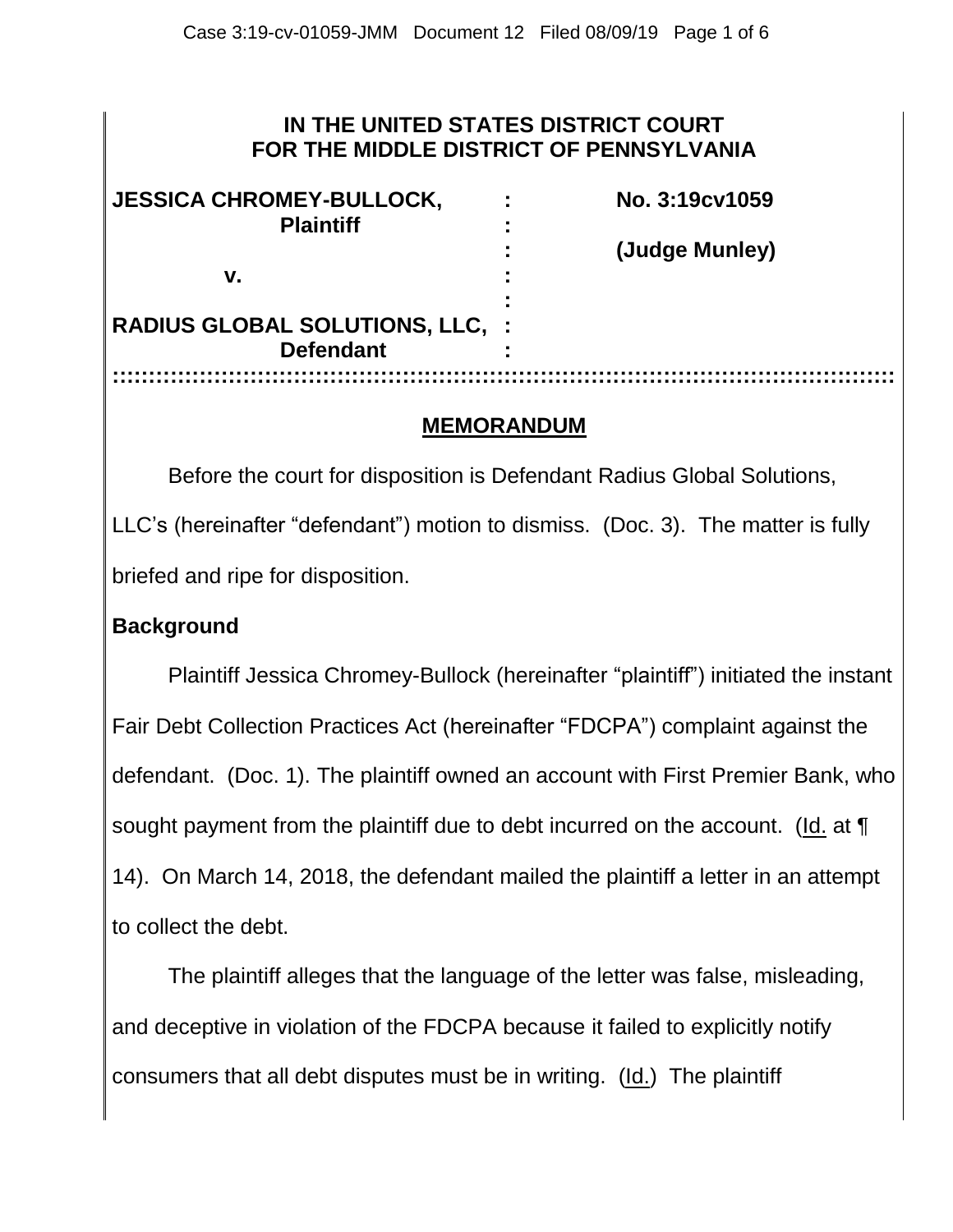# IN THE UNITED STATES DISTRICT COURT FOR THE MIDDLE DISTRICT OF PENNSYLVANIA

| | | |
|---|---|---|
| **JESSICA CHROMEY-BULLOCK,** | : | **No. 3:19cv1059** |
| **Plaintiff** | : | |
| | : | **(Judge Munley)** |
| **v.** | : | |
| | : | |
| **RADIUS GLOBAL SOLUTIONS, LLC,** | : | |
| **Defendant** | : | |

## MEMORANDUM

Before the court for disposition is Defendant Radius Global Solutions, LLC's (hereinafter "defendant") motion to dismiss. (Doc. 3). The matter is fully briefed and ripe for disposition.

### Background

Plaintiff Jessica Chromey-Bullock (hereinafter "plaintiff") initiated the instant Fair Debt Collection Practices Act (hereinafter "FDCPA") complaint against the defendant. (Doc. 1). The plaintiff owned an account with First Premier Bank, who sought payment from the plaintiff due to debt incurred on the account. (Id. at ¶ 14). On March 14, 2018, the defendant mailed the plaintiff a letter in an attempt to collect the debt.

The plaintiff alleges that the language of the letter was false, misleading, and deceptive in violation of the FDCPA because it failed to explicitly notify consumers that all debt disputes must be in writing. (Id.) The plaintiff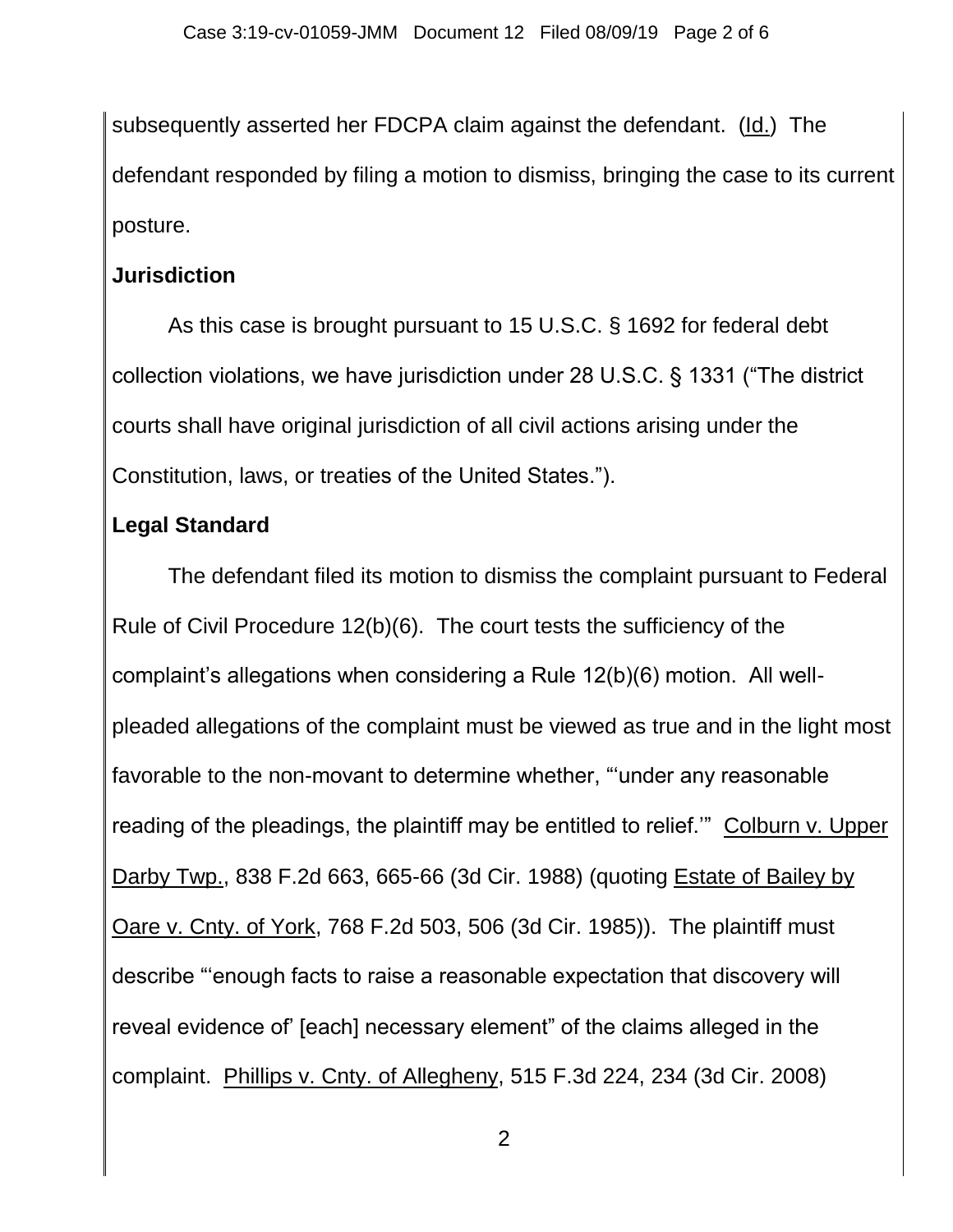subsequently asserted her FDCPA claim against the defendant. (Id.) The defendant responded by filing a motion to dismiss, bringing the case to its current posture.

**Jurisdiction**

As this case is brought pursuant to 15 U.S.C. § 1692 for federal debt collection violations, we have jurisdiction under 28 U.S.C. § 1331 ("The district courts shall have original jurisdiction of all civil actions arising under the Constitution, laws, or treaties of the United States.").

**Legal Standard**

The defendant filed its motion to dismiss the complaint pursuant to Federal Rule of Civil Procedure 12(b)(6). The court tests the sufficiency of the complaint's allegations when considering a Rule 12(b)(6) motion. All well-pleaded allegations of the complaint must be viewed as true and in the light most favorable to the non-movant to determine whether, "'under any reasonable reading of the pleadings, the plaintiff may be entitled to relief.'" Colburn v. Upper Darby Twp., 838 F.2d 663, 665-66 (3d Cir. 1988) (quoting Estate of Bailey by Oare v. Cnty. of York, 768 F.2d 503, 506 (3d Cir. 1985)). The plaintiff must describe "'enough facts to raise a reasonable expectation that discovery will reveal evidence of' [each] necessary element" of the claims alleged in the complaint. Phillips v. Cnty. of Allegheny, 515 F.3d 224, 234 (3d Cir. 2008)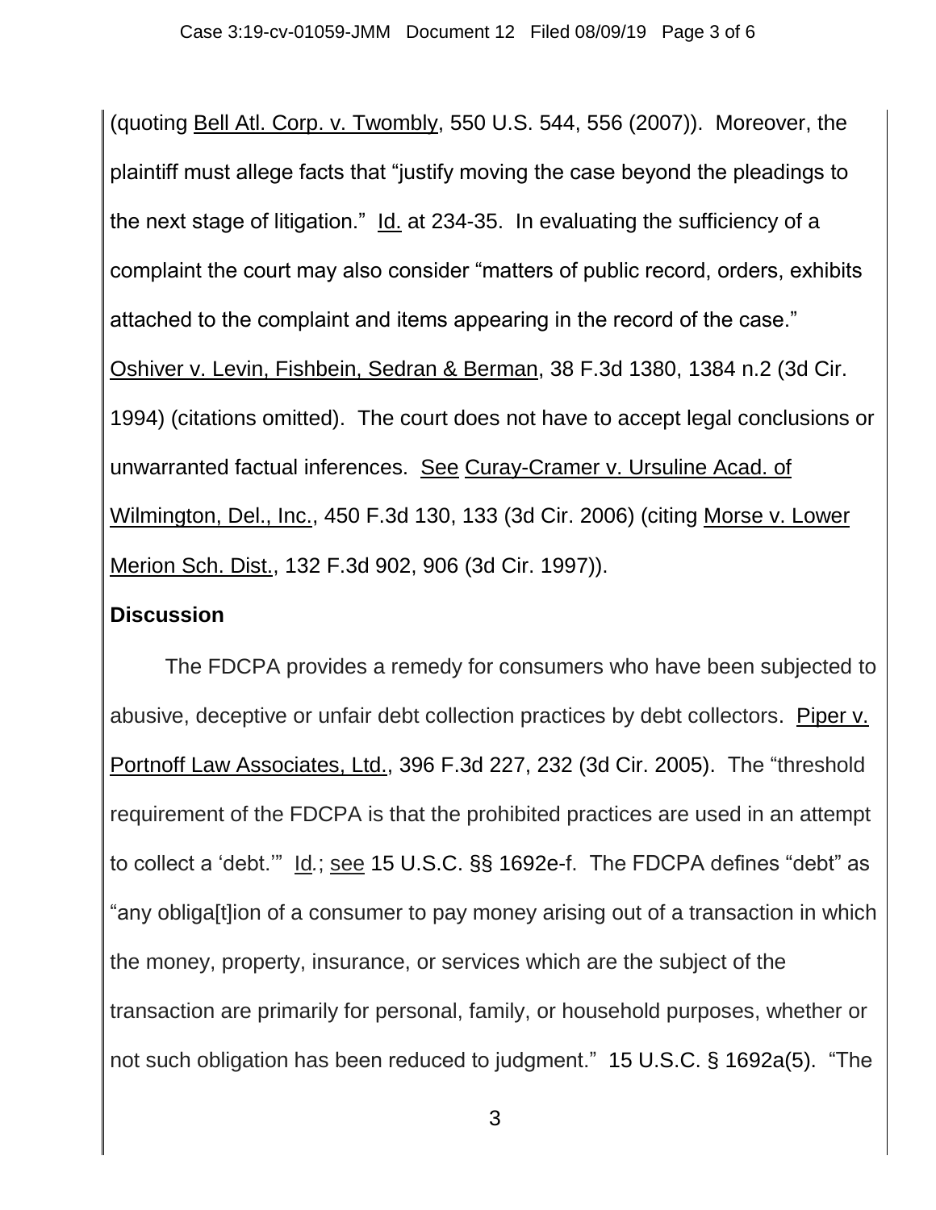(quoting Bell Atl. Corp. v. Twombly, 550 U.S. 544, 556 (2007)). Moreover, the plaintiff must allege facts that "justify moving the case beyond the pleadings to the next stage of litigation." Id. at 234-35. In evaluating the sufficiency of a complaint the court may also consider "matters of public record, orders, exhibits attached to the complaint and items appearing in the record of the case." Oshiver v. Levin, Fishbein, Sedran & Berman, 38 F.3d 1380, 1384 n.2 (3d Cir. 1994) (citations omitted). The court does not have to accept legal conclusions or unwarranted factual inferences. See Curay-Cramer v. Ursuline Acad. of Wilmington, Del., Inc., 450 F.3d 130, 133 (3d Cir. 2006) (citing Morse v. Lower Merion Sch. Dist., 132 F.3d 902, 906 (3d Cir. 1997)).

**Discussion**

The FDCPA provides a remedy for consumers who have been subjected to abusive, deceptive or unfair debt collection practices by debt collectors. Piper v. Portnoff Law Associates, Ltd., 396 F.3d 227, 232 (3d Cir. 2005). The "threshold requirement of the FDCPA is that the prohibited practices are used in an attempt to collect a 'debt.'" Id.; see 15 U.S.C. §§ 1692e-f. The FDCPA defines "debt" as "any obliga[t]ion of a consumer to pay money arising out of a transaction in which the money, property, insurance, or services which are the subject of the transaction are primarily for personal, family, or household purposes, whether or not such obligation has been reduced to judgment." 15 U.S.C. § 1692a(5). "The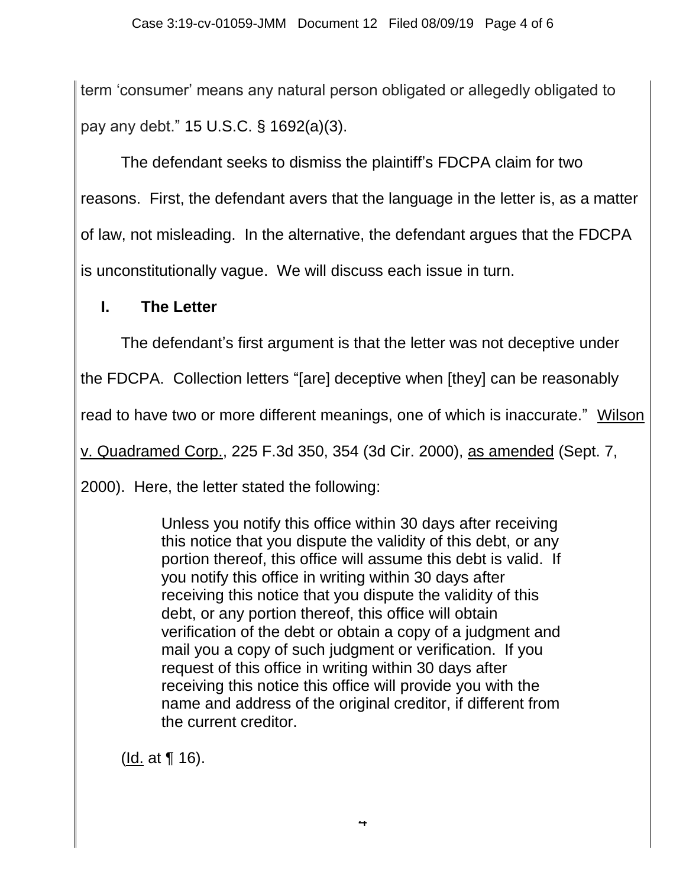term 'consumer' means any natural person obligated or allegedly obligated to pay any debt." 15 U.S.C. § 1692(a)(3).

The defendant seeks to dismiss the plaintiff's FDCPA claim for two reasons. First, the defendant avers that the language in the letter is, as a matter of law, not misleading. In the alternative, the defendant argues that the FDCPA is unconstitutionally vague. We will discuss each issue in turn.

## I. The Letter

The defendant's first argument is that the letter was not deceptive under the FDCPA. Collection letters "[are] deceptive when [they] can be reasonably read to have two or more different meanings, one of which is inaccurate." Wilson v. Quadramed Corp., 225 F.3d 350, 354 (3d Cir. 2000), as amended (Sept. 7, 2000). Here, the letter stated the following:

> Unless you notify this office within 30 days after receiving this notice that you dispute the validity of this debt, or any portion thereof, this office will assume this debt is valid. If you notify this office in writing within 30 days after receiving this notice that you dispute the validity of this debt, or any portion thereof, this office will obtain verification of the debt or obtain a copy of a judgment and mail you a copy of such judgment or verification. If you request of this office in writing within 30 days after receiving this notice this office will provide you with the name and address of the original creditor, if different from the current creditor.

(Id. at ¶ 16).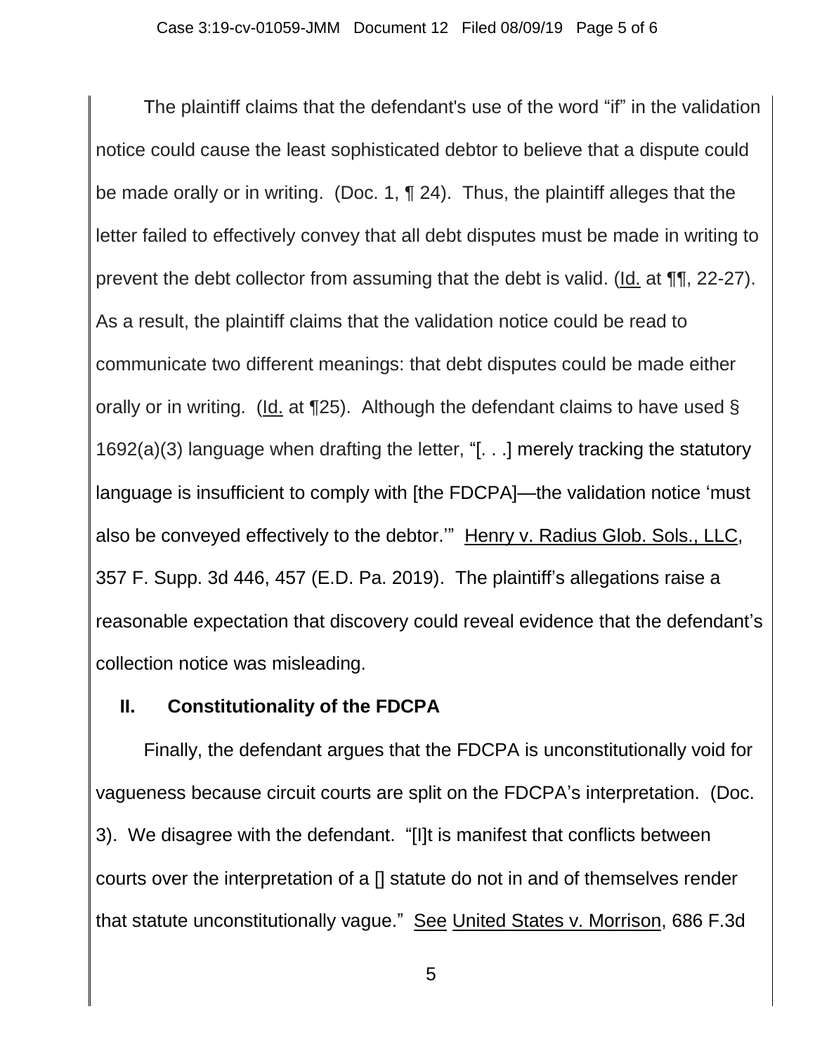The plaintiff claims that the defendant's use of the word "if" in the validation notice could cause the least sophisticated debtor to believe that a dispute could be made orally or in writing. (Doc. 1, ¶ 24). Thus, the plaintiff alleges that the letter failed to effectively convey that all debt disputes must be made in writing to prevent the debt collector from assuming that the debt is valid. (Id. at ¶¶, 22-27). As a result, the plaintiff claims that the validation notice could be read to communicate two different meanings: that debt disputes could be made either orally or in writing. (Id. at ¶25). Although the defendant claims to have used § 1692(a)(3) language when drafting the letter, "[. . .] merely tracking the statutory language is insufficient to comply with [the FDCPA]—the validation notice 'must also be conveyed effectively to the debtor.'" Henry v. Radius Glob. Sols., LLC, 357 F. Supp. 3d 446, 457 (E.D. Pa. 2019). The plaintiff's allegations raise a reasonable expectation that discovery could reveal evidence that the defendant's collection notice was misleading.

## II. Constitutionality of the FDCPA

Finally, the defendant argues that the FDCPA is unconstitutionally void for vagueness because circuit courts are split on the FDCPA's interpretation. (Doc. 3). We disagree with the defendant. "[I]t is manifest that conflicts between courts over the interpretation of a [] statute do not in and of themselves render that statute unconstitutionally vague." See United States v. Morrison, 686 F.3d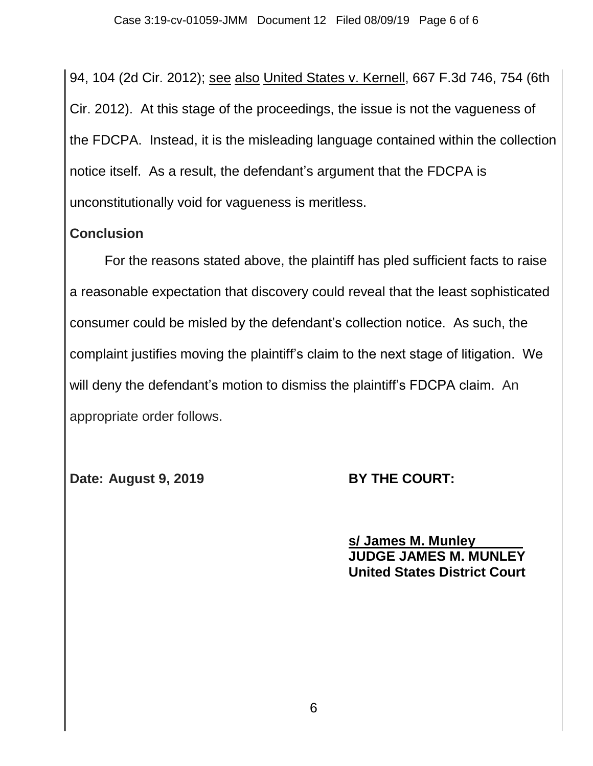94, 104 (2d Cir. 2012); see also United States v. Kernell, 667 F.3d 746, 754 (6th Cir. 2012). At this stage of the proceedings, the issue is not the vagueness of the FDCPA. Instead, it is the misleading language contained within the collection notice itself. As a result, the defendant's argument that the FDCPA is unconstitutionally void for vagueness is meritless.

**Conclusion**

For the reasons stated above, the plaintiff has pled sufficient facts to raise a reasonable expectation that discovery could reveal that the least sophisticated consumer could be misled by the defendant's collection notice. As such, the complaint justifies moving the plaintiff's claim to the next stage of litigation. We will deny the defendant's motion to dismiss the plaintiff's FDCPA claim. An appropriate order follows.

**Date: August 9, 2019**

**BY THE COURT:**

**s/ James M. Munley**
**JUDGE JAMES M. MUNLEY**
**United States District Court**